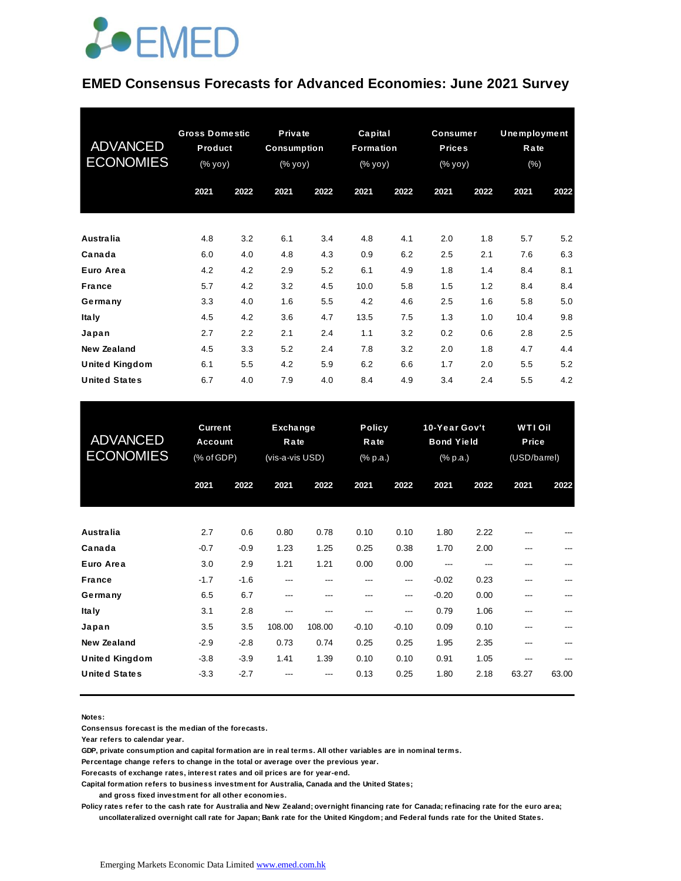EMED

# EMED Consensus Forecasts for Advanced Economies: June 2021 Survey

| ADVANCED ECONOMIES | Gross Domestic Product (% yoy) | | Private Consumption (% yoy) | | Capital Formation (% yoy) | | Consumer Prices (% yoy) | | Unemployment Rate (%) | |
|---|---|---|---|---|---|---|---|---|---|---|
| | 2021 | 2022 | 2021 | 2022 | 2021 | 2022 | 2021 | 2022 | 2021 | 2022 |
| Australia | 4.8 | 3.2 | 6.1 | 3.4 | 4.8 | 4.1 | 2.0 | 1.8 | 5.7 | 5.2 |
| Canada | 6.0 | 4.0 | 4.8 | 4.3 | 0.9 | 6.2 | 2.5 | 2.1 | 7.6 | 6.3 |
| Euro Area | 4.2 | 4.2 | 2.9 | 5.2 | 6.1 | 4.9 | 1.8 | 1.4 | 8.4 | 8.1 |
| France | 5.7 | 4.2 | 3.2 | 4.5 | 10.0 | 5.8 | 1.5 | 1.2 | 8.4 | 8.4 |
| Germany | 3.3 | 4.0 | 1.6 | 5.5 | 4.2 | 4.6 | 2.5 | 1.6 | 5.8 | 5.0 |
| Italy | 4.5 | 4.2 | 3.6 | 4.7 | 13.5 | 7.5 | 1.3 | 1.0 | 10.4 | 9.8 |
| Japan | 2.7 | 2.2 | 2.1 | 2.4 | 1.1 | 3.2 | 0.2 | 0.6 | 2.8 | 2.5 |
| New Zealand | 4.5 | 3.3 | 5.2 | 2.4 | 7.8 | 3.2 | 2.0 | 1.8 | 4.7 | 4.4 |
| United Kingdom | 6.1 | 5.5 | 4.2 | 5.9 | 6.2 | 6.6 | 1.7 | 2.0 | 5.5 | 5.2 |
| United States | 6.7 | 4.0 | 7.9 | 4.0 | 8.4 | 4.9 | 3.4 | 2.4 | 5.5 | 4.2 |

| ADVANCED ECONOMIES | Current Account (% of GDP) | | Exchange Rate (vis-a-vis USD) | | Policy Rate (% p.a.) | | 10-Year Gov't Bond Yield (% p.a.) | | WTI Oil Price (USD/barrel) | |
|---|---|---|---|---|---|---|---|---|---|---|
| | 2021 | 2022 | 2021 | 2022 | 2021 | 2022 | 2021 | 2022 | 2021 | 2022 |
| Australia | 2.7 | 0.6 | 0.80 | 0.78 | 0.10 | 0.10 | 1.80 | 2.22 | --- | --- |
| Canada | -0.7 | -0.9 | 1.23 | 1.25 | 0.25 | 0.38 | 1.70 | 2.00 | --- | --- |
| Euro Area | 3.0 | 2.9 | 1.21 | 1.21 | 0.00 | 0.00 | --- | --- | --- | --- |
| France | -1.7 | -1.6 | --- | --- | --- | --- | -0.02 | 0.23 | --- | --- |
| Germany | 6.5 | 6.7 | --- | --- | --- | --- | -0.20 | 0.00 | --- | --- |
| Italy | 3.1 | 2.8 | --- | --- | --- | --- | 0.79 | 1.06 | --- | --- |
| Japan | 3.5 | 3.5 | 108.00 | 108.00 | -0.10 | -0.10 | 0.09 | 0.10 | --- | --- |
| New Zealand | -2.9 | -2.8 | 0.73 | 0.74 | 0.25 | 0.25 | 1.95 | 2.35 | --- | --- |
| United Kingdom | -3.8 | -3.9 | 1.41 | 1.39 | 0.10 | 0.10 | 0.91 | 1.05 | --- | --- |
| United States | -3.3 | -2.7 | --- | --- | 0.13 | 0.25 | 1.80 | 2.18 | 63.27 | 63.00 |

**Notes:**

**Consensus forecast is the median of the forecasts.**

**Year refers to calendar year.**

**GDP, private consumption and capital formation are in real terms. All other variables are in nominal terms.**

**Percentage change refers to change in the total or average over the previous year.**

**Forecasts of exchange rates, interest rates and oil prices are for year-end.**

**Capital formation refers to business investment for Australia, Canada and the United States; and gross fixed investment for all other economies.**

**Policy rates refer to the cash rate for Australia and New Zealand; overnight financing rate for Canada; refinacing rate for the euro area; uncollateralized overnight call rate for Japan; Bank rate for the United Kingdom; and Federal funds rate for the United States.**

Emerging Markets Economic Data Limited www.emed.com.hk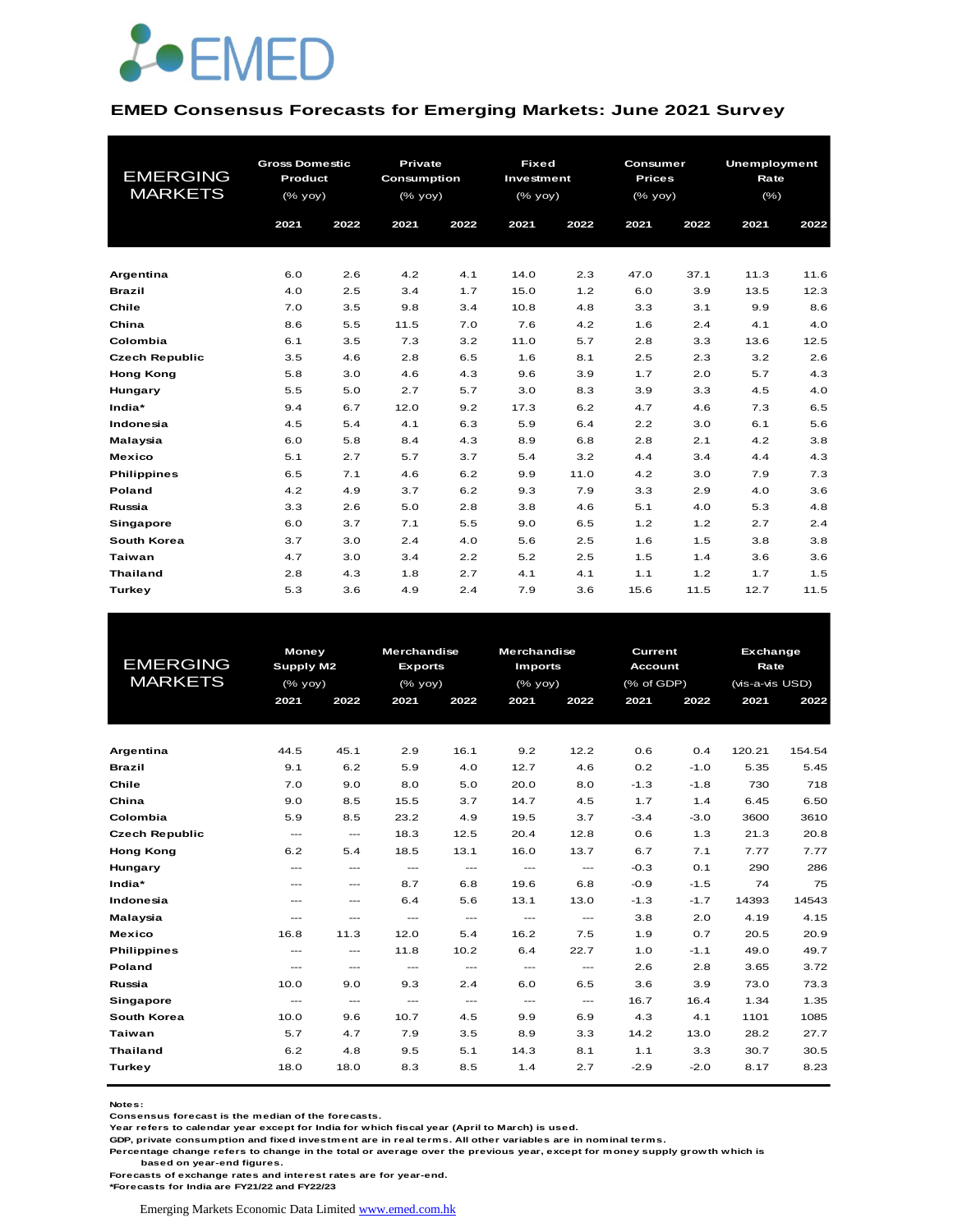EMED

## EMED Consensus Forecasts for Emerging Markets: June 2021 Survey

| EMERGING MARKETS | Gross Domestic Product (% yoy) | | Private Consumption (% yoy) | | Fixed Investment (% yoy) | | Consumer Prices (% yoy) | | Unemployment Rate (%) | |
|---|---|---|---|---|---|---|---|---|---|---|
| | 2021 | 2022 | 2021 | 2022 | 2021 | 2022 | 2021 | 2022 | 2021 | 2022 |
| **Argentina** | 6.0 | 2.6 | 4.2 | 4.1 | 14.0 | 2.3 | 47.0 | 37.1 | 11.3 | 11.6 |
| **Brazil** | 4.0 | 2.5 | 3.4 | 1.7 | 15.0 | 1.2 | 6.0 | 3.9 | 13.5 | 12.3 |
| **Chile** | 7.0 | 3.5 | 9.8 | 3.4 | 10.8 | 4.8 | 3.3 | 3.1 | 9.9 | 8.6 |
| **China** | 8.6 | 5.5 | 11.5 | 7.0 | 7.6 | 4.2 | 1.6 | 2.4 | 4.1 | 4.0 |
| **Colombia** | 6.1 | 3.5 | 7.3 | 3.2 | 11.0 | 5.7 | 2.8 | 3.3 | 13.6 | 12.5 |
| **Czech Republic** | 3.5 | 4.6 | 2.8 | 6.5 | 1.6 | 8.1 | 2.5 | 2.3 | 3.2 | 2.6 |
| **Hong Kong** | 5.8 | 3.0 | 4.6 | 4.3 | 9.6 | 3.9 | 1.7 | 2.0 | 5.7 | 4.3 |
| **Hungary** | 5.5 | 5.0 | 2.7 | 5.7 | 3.0 | 8.3 | 3.9 | 3.3 | 4.5 | 4.0 |
| **India*** | 9.4 | 6.7 | 12.0 | 9.2 | 17.3 | 6.2 | 4.7 | 4.6 | 7.3 | 6.5 |
| **Indonesia** | 4.5 | 5.4 | 4.1 | 6.3 | 5.9 | 6.4 | 2.2 | 3.0 | 6.1 | 5.6 |
| **Malaysia** | 6.0 | 5.8 | 8.4 | 4.3 | 8.9 | 6.8 | 2.8 | 2.1 | 4.2 | 3.8 |
| **Mexico** | 5.1 | 2.7 | 5.7 | 3.7 | 5.4 | 3.2 | 4.4 | 3.4 | 4.4 | 4.3 |
| **Philippines** | 6.5 | 7.1 | 4.6 | 6.2 | 9.9 | 11.0 | 4.2 | 3.0 | 7.9 | 7.3 |
| **Poland** | 4.2 | 4.9 | 3.7 | 6.2 | 9.3 | 7.9 | 3.3 | 2.9 | 4.0 | 3.6 |
| **Russia** | 3.3 | 2.6 | 5.0 | 2.8 | 3.8 | 4.6 | 5.1 | 4.0 | 5.3 | 4.8 |
| **Singapore** | 6.0 | 3.7 | 7.1 | 5.5 | 9.0 | 6.5 | 1.2 | 1.2 | 2.7 | 2.4 |
| **South Korea** | 3.7 | 3.0 | 2.4 | 4.0 | 5.6 | 2.5 | 1.6 | 1.5 | 3.8 | 3.8 |
| **Taiwan** | 4.7 | 3.0 | 3.4 | 2.2 | 5.2 | 2.5 | 1.5 | 1.4 | 3.6 | 3.6 |
| **Thailand** | 2.8 | 4.3 | 1.8 | 2.7 | 4.1 | 4.1 | 1.1 | 1.2 | 1.7 | 1.5 |
| **Turkey** | 5.3 | 3.6 | 4.9 | 2.4 | 7.9 | 3.6 | 15.6 | 11.5 | 12.7 | 11.5 |

| EMERGING MARKETS | Money Supply M2 (% yoy) | | Merchandise Exports (% yoy) | | Merchandise Imports (% yoy) | | Current Account (% of GDP) | | Exchange Rate (vis-a-vis USD) | |
|---|---|---|---|---|---|---|---|---|---|---|
| | 2021 | 2022 | 2021 | 2022 | 2021 | 2022 | 2021 | 2022 | 2021 | 2022 |
| **Argentina** | 44.5 | 45.1 | 2.9 | 16.1 | 9.2 | 12.2 | 0.6 | 0.4 | 120.21 | 154.54 |
| **Brazil** | 9.1 | 6.2 | 5.9 | 4.0 | 12.7 | 4.6 | 0.2 | -1.0 | 5.35 | 5.45 |
| **Chile** | 7.0 | 9.0 | 8.0 | 5.0 | 20.0 | 8.0 | -1.3 | -1.8 | 730 | 718 |
| **China** | 9.0 | 8.5 | 15.5 | 3.7 | 14.7 | 4.5 | 1.7 | 1.4 | 6.45 | 6.50 |
| **Colombia** | 5.9 | 8.5 | 23.2 | 4.9 | 19.5 | 3.7 | -3.4 | -3.0 | 3600 | 3610 |
| **Czech Republic** | --- | --- | 18.3 | 12.5 | 20.4 | 12.8 | 0.6 | 1.3 | 21.3 | 20.8 |
| **Hong Kong** | 6.2 | 5.4 | 18.5 | 13.1 | 16.0 | 13.7 | 6.7 | 7.1 | 7.77 | 7.77 |
| **Hungary** | --- | --- | --- | --- | --- | --- | -0.3 | 0.1 | 290 | 286 |
| **India*** | --- | --- | 8.7 | 6.8 | 19.6 | 6.8 | -0.9 | -1.5 | 74 | 75 |
| **Indonesia** | --- | --- | 6.4 | 5.6 | 13.1 | 13.0 | -1.3 | -1.7 | 14393 | 14543 |
| **Malaysia** | --- | --- | --- | --- | --- | --- | 3.8 | 2.0 | 4.19 | 4.15 |
| **Mexico** | 16.8 | 11.3 | 12.0 | 5.4 | 16.2 | 7.5 | 1.9 | 0.7 | 20.5 | 20.9 |
| **Philippines** | --- | --- | 11.8 | 10.2 | 6.4 | 22.7 | 1.0 | -1.1 | 49.0 | 49.7 |
| **Poland** | --- | --- | --- | --- | --- | --- | 2.6 | 2.8 | 3.65 | 3.72 |
| **Russia** | 10.0 | 9.0 | 9.3 | 2.4 | 6.0 | 6.5 | 3.6 | 3.9 | 73.0 | 73.3 |
| **Singapore** | --- | --- | --- | --- | --- | --- | 16.7 | 16.4 | 1.34 | 1.35 |
| **South Korea** | 10.0 | 9.6 | 10.7 | 4.5 | 9.9 | 6.9 | 4.3 | 4.1 | 1101 | 1085 |
| **Taiwan** | 5.7 | 4.7 | 7.9 | 3.5 | 8.9 | 3.3 | 14.2 | 13.0 | 28.2 | 27.7 |
| **Thailand** | 6.2 | 4.8 | 9.5 | 5.1 | 14.3 | 8.1 | 1.1 | 3.3 | 30.7 | 30.5 |
| **Turkey** | 18.0 | 18.0 | 8.3 | 8.5 | 1.4 | 2.7 | -2.9 | -2.0 | 8.17 | 8.23 |

**Notes:**
**Consensus forecast is the median of the forecasts.**
**Year refers to calendar year except for India for which fiscal year (April to March) is used.**
**GDP, private consumption and fixed investment are in real terms. All other variables are in nominal terms.**
**Percentage change refers to change in the total or average over the previous year, except for money supply growth which is based on year-end figures.**
**Forecasts of exchange rates and interest rates are for year-end.**
***Forecasts for India are FY21/22 and FY22/23**

Emerging Markets Economic Data Limited www.emed.com.hk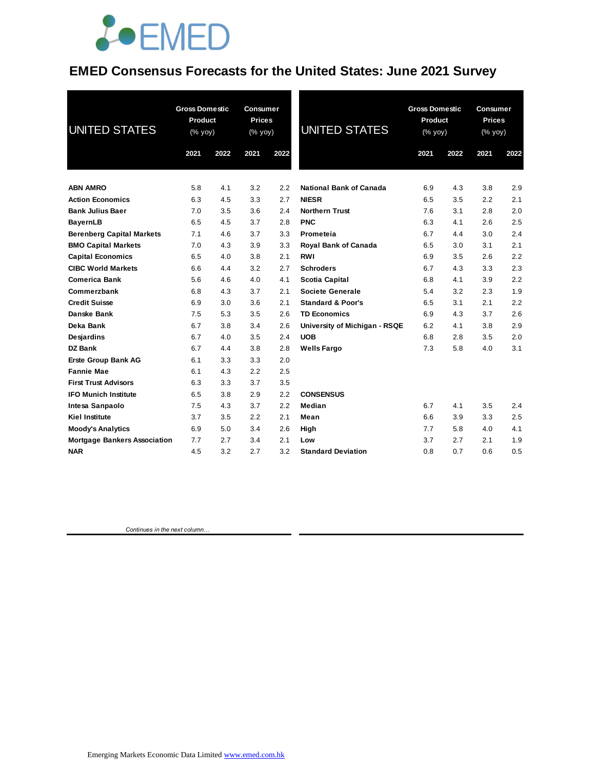# EMED Consensus Forecasts for the United States: June 2021 Survey

| UNITED STATES | Gross Domestic Product (% yoy) | | Consumer Prices (% yoy) | |
|---|---|---|---|---|
| | 2021 | 2022 | 2021 | 2022 |
| **ABN AMRO** | 5.8 | 4.1 | 3.2 | 2.2 |
| **Action Economics** | 6.3 | 4.5 | 3.3 | 2.7 |
| **Bank Julius Baer** | 7.0 | 3.5 | 3.6 | 2.4 |
| **BayernLB** | 6.5 | 4.5 | 3.7 | 2.8 |
| **Berenberg Capital Markets** | 7.1 | 4.6 | 3.7 | 3.3 |
| **BMO Capital Markets** | 7.0 | 4.3 | 3.9 | 3.3 |
| **Capital Economics** | 6.5 | 4.0 | 3.8 | 2.1 |
| **CIBC World Markets** | 6.6 | 4.4 | 3.2 | 2.7 |
| **Comerica Bank** | 5.6 | 4.6 | 4.0 | 4.1 |
| **Commerzbank** | 6.8 | 4.3 | 3.7 | 2.1 |
| **Credit Suisse** | 6.9 | 3.0 | 3.6 | 2.1 |
| **Danske Bank** | 7.5 | 5.3 | 3.5 | 2.6 |
| **Deka Bank** | 6.7 | 3.8 | 3.4 | 2.6 |
| **Desjardins** | 6.7 | 4.0 | 3.5 | 2.4 |
| **DZ Bank** | 6.7 | 4.4 | 3.8 | 2.8 |
| **Erste Group Bank AG** | 6.1 | 3.3 | 3.3 | 2.0 |
| **Fannie Mae** | 6.1 | 4.3 | 2.2 | 2.5 |
| **First Trust Advisors** | 6.3 | 3.3 | 3.7 | 3.5 |
| **IFO Munich Institute** | 6.5 | 3.8 | 2.9 | 2.2 |
| **Intesa Sanpaolo** | 7.5 | 4.3 | 3.7 | 2.2 |
| **Kiel Institute** | 3.7 | 3.5 | 2.2 | 2.1 |
| **Moody's Analytics** | 6.9 | 5.0 | 3.4 | 2.6 |
| **Mortgage Bankers Association** | 7.7 | 2.7 | 3.4 | 2.1 |
| **NAR** | 4.5 | 3.2 | 2.7 | 3.2 |
| **National Bank of Canada** | 6.9 | 4.3 | 3.8 | 2.9 |
| **NIESR** | 6.5 | 3.5 | 2.2 | 2.1 |
| **Northern Trust** | 7.6 | 3.1 | 2.8 | 2.0 |
| **PNC** | 6.3 | 4.1 | 2.6 | 2.5 |
| **Prometeia** | 6.7 | 4.4 | 3.0 | 2.4 |
| **Royal Bank of Canada** | 6.5 | 3.0 | 3.1 | 2.1 |
| **RWI** | 6.9 | 3.5 | 2.6 | 2.2 |
| **Schroders** | 6.7 | 4.3 | 3.3 | 2.3 |
| **Scotia Capital** | 6.8 | 4.1 | 3.9 | 2.2 |
| **Societe Generale** | 5.4 | 3.2 | 2.3 | 1.9 |
| **Standard & Poor's** | 6.5 | 3.1 | 2.1 | 2.2 |
| **TD Economics** | 6.9 | 4.3 | 3.7 | 2.6 |
| **University of Michigan - RSQE** | 6.2 | 4.1 | 3.8 | 2.9 |
| **UOB** | 6.8 | 2.8 | 3.5 | 2.0 |
| **Wells Fargo** | 7.3 | 5.8 | 4.0 | 3.1 |
| **CONSENSUS** | | | | |
| **Median** | 6.7 | 4.1 | 3.5 | 2.4 |
| **Mean** | 6.6 | 3.9 | 3.3 | 2.5 |
| **High** | 7.7 | 5.8 | 4.0 | 4.1 |
| **Low** | 3.7 | 2.7 | 2.1 | 1.9 |
| **Standard Deviation** | 0.8 | 0.7 | 0.6 | 0.5 |

*Continues in the next column…*

Emerging Markets Economic Data Limited www.emed.com.hk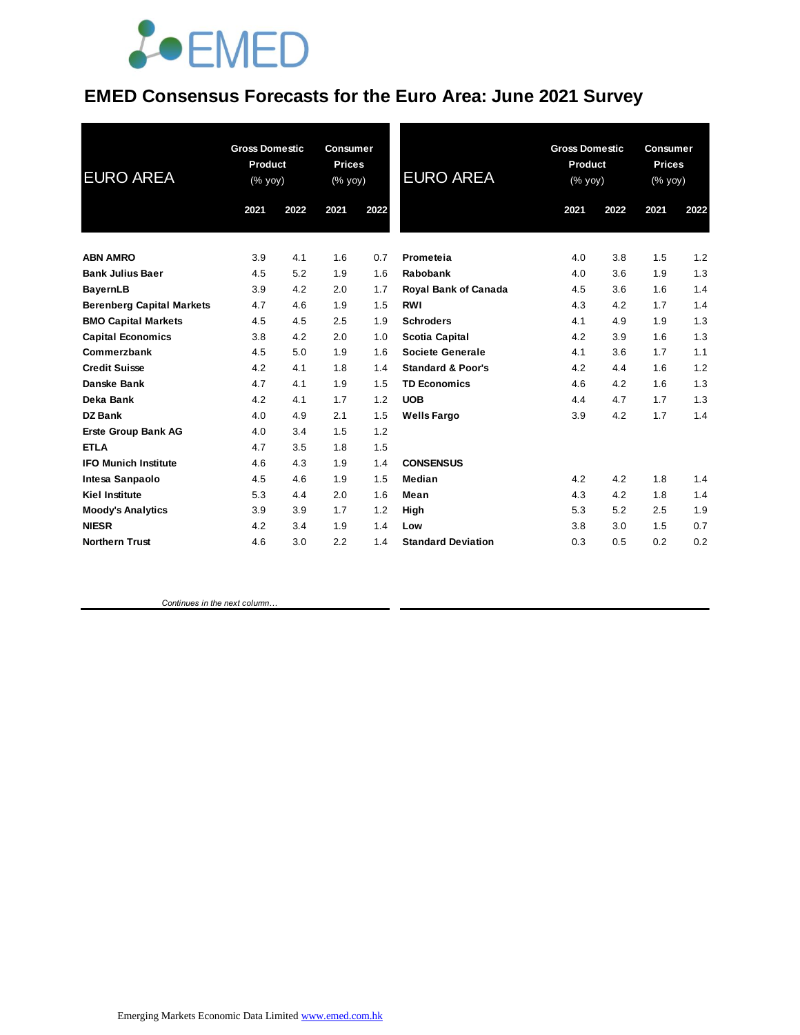# EMED Consensus Forecasts for the Euro Area: June 2021 Survey

| EURO AREA | Gross Domestic Product (% yoy) | | Consumer Prices (% yoy) | |
|---|---|---|---|---|
| | 2021 | 2022 | 2021 | 2022 |
| **ABN AMRO** | 3.9 | 4.1 | 1.6 | 0.7 |
| **Bank Julius Baer** | 4.5 | 5.2 | 1.9 | 1.6 |
| **BayernLB** | 3.9 | 4.2 | 2.0 | 1.7 |
| **Berenberg Capital Markets** | 4.7 | 4.6 | 1.9 | 1.5 |
| **BMO Capital Markets** | 4.5 | 4.5 | 2.5 | 1.9 |
| **Capital Economics** | 3.8 | 4.2 | 2.0 | 1.0 |
| **Commerzbank** | 4.5 | 5.0 | 1.9 | 1.6 |
| **Credit Suisse** | 4.2 | 4.1 | 1.8 | 1.4 |
| **Danske Bank** | 4.7 | 4.1 | 1.9 | 1.5 |
| **Deka Bank** | 4.2 | 4.1 | 1.7 | 1.2 |
| **DZ Bank** | 4.0 | 4.9 | 2.1 | 1.5 |
| **Erste Group Bank AG** | 4.0 | 3.4 | 1.5 | 1.2 |
| **ETLA** | 4.7 | 3.5 | 1.8 | 1.5 |
| **IFO Munich Institute** | 4.6 | 4.3 | 1.9 | 1.4 |
| **Intesa Sanpaolo** | 4.5 | 4.6 | 1.9 | 1.5 |
| **Kiel Institute** | 5.3 | 4.4 | 2.0 | 1.6 |
| **Moody's Analytics** | 3.9 | 3.9 | 1.7 | 1.2 |
| **NIESR** | 4.2 | 3.4 | 1.9 | 1.4 |
| **Northern Trust** | 4.6 | 3.0 | 2.2 | 1.4 |
| **Prometeia** | 4.0 | 3.8 | 1.5 | 1.2 |
| **Rabobank** | 4.0 | 3.6 | 1.9 | 1.3 |
| **Royal Bank of Canada** | 4.5 | 3.6 | 1.6 | 1.4 |
| **RWI** | 4.3 | 4.2 | 1.7 | 1.4 |
| **Schroders** | 4.1 | 4.9 | 1.9 | 1.3 |
| **Scotia Capital** | 4.2 | 3.9 | 1.6 | 1.3 |
| **Societe Generale** | 4.1 | 3.6 | 1.7 | 1.1 |
| **Standard & Poor's** | 4.2 | 4.4 | 1.6 | 1.2 |
| **TD Economics** | 4.6 | 4.2 | 1.6 | 1.3 |
| **UOB** | 4.4 | 4.7 | 1.7 | 1.3 |
| **Wells Fargo** | 3.9 | 4.2 | 1.7 | 1.4 |
| **CONSENSUS** | | | | |
| **Median** | 4.2 | 4.2 | 1.8 | 1.4 |
| **Mean** | 4.3 | 4.2 | 1.8 | 1.4 |
| **High** | 5.3 | 5.2 | 2.5 | 1.9 |
| **Low** | 3.8 | 3.0 | 1.5 | 0.7 |
| **Standard Deviation** | 0.3 | 0.5 | 0.2 | 0.2 |

*Continues in the next column…*

Emerging Markets Economic Data Limited www.emed.com.hk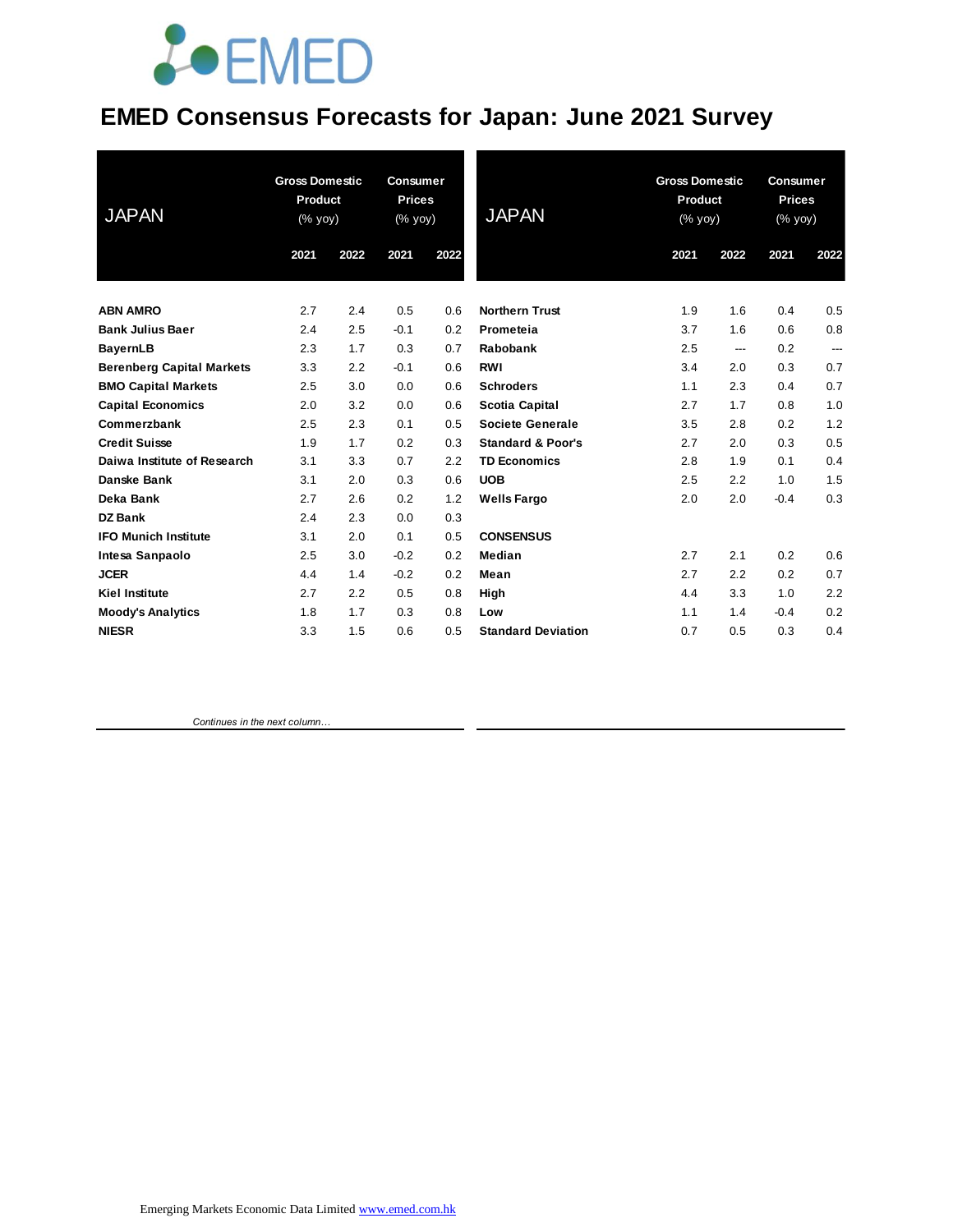# EMED Consensus Forecasts for Japan: June 2021 Survey

| JAPAN | Gross Domestic Product (% yoy) | | Consumer Prices (% yoy) | |
|---|---|---|---|---|
| | 2021 | 2022 | 2021 | 2022 |
| **ABN AMRO** | 2.7 | 2.4 | 0.5 | 0.6 |
| **Bank Julius Baer** | 2.4 | 2.5 | -0.1 | 0.2 |
| **BayernLB** | 2.3 | 1.7 | 0.3 | 0.7 |
| **Berenberg Capital Markets** | 3.3 | 2.2 | -0.1 | 0.6 |
| **BMO Capital Markets** | 2.5 | 3.0 | 0.0 | 0.6 |
| **Capital Economics** | 2.0 | 3.2 | 0.0 | 0.6 |
| **Commerzbank** | 2.5 | 2.3 | 0.1 | 0.5 |
| **Credit Suisse** | 1.9 | 1.7 | 0.2 | 0.3 |
| **Daiwa Institute of Research** | 3.1 | 3.3 | 0.7 | 2.2 |
| **Danske Bank** | 3.1 | 2.0 | 0.3 | 0.6 |
| **Deka Bank** | 2.7 | 2.6 | 0.2 | 1.2 |
| **DZ Bank** | 2.4 | 2.3 | 0.0 | 0.3 |
| **IFO Munich Institute** | 3.1 | 2.0 | 0.1 | 0.5 |
| **Intesa Sanpaolo** | 2.5 | 3.0 | -0.2 | 0.2 |
| **JCER** | 4.4 | 1.4 | -0.2 | 0.2 |
| **Kiel Institute** | 2.7 | 2.2 | 0.5 | 0.8 |
| **Moody's Analytics** | 1.8 | 1.7 | 0.3 | 0.8 |
| **NIESR** | 3.3 | 1.5 | 0.6 | 0.5 |
| **Northern Trust** | 1.9 | 1.6 | 0.4 | 0.5 |
| **Prometeia** | 3.7 | 1.6 | 0.6 | 0.8 |
| **Rabobank** | 2.5 | --- | 0.2 | --- |
| **RWI** | 3.4 | 2.0 | 0.3 | 0.7 |
| **Schroders** | 1.1 | 2.3 | 0.4 | 0.7 |
| **Scotia Capital** | 2.7 | 1.7 | 0.8 | 1.0 |
| **Societe Generale** | 3.5 | 2.8 | 0.2 | 1.2 |
| **Standard & Poor's** | 2.7 | 2.0 | 0.3 | 0.5 |
| **TD Economics** | 2.8 | 1.9 | 0.1 | 0.4 |
| **UOB** | 2.5 | 2.2 | 1.0 | 1.5 |
| **Wells Fargo** | 2.0 | 2.0 | -0.4 | 0.3 |
| **CONSENSUS** | | | | |
| **Median** | 2.7 | 2.1 | 0.2 | 0.6 |
| **Mean** | 2.7 | 2.2 | 0.2 | 0.7 |
| **High** | 4.4 | 3.3 | 1.0 | 2.2 |
| **Low** | 1.1 | 1.4 | -0.4 | 0.2 |
| **Standard Deviation** | 0.7 | 0.5 | 0.3 | 0.4 |

*Continues in the next column…*

Emerging Markets Economic Data Limited www.emed.com.hk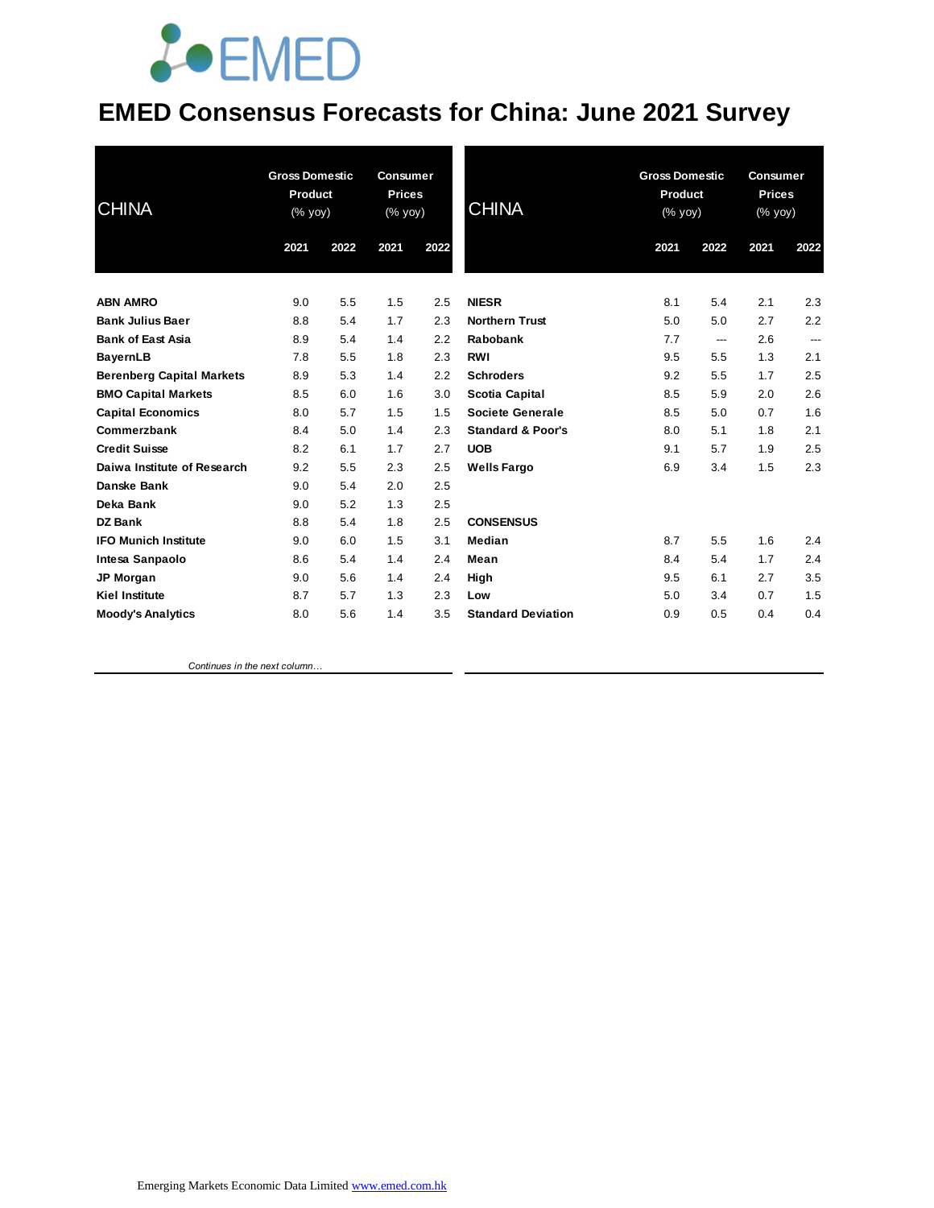# EMED Consensus Forecasts for China: June 2021 Survey

| CHINA | Gross Domestic Product (% yoy) | | Consumer Prices (% yoy) | |
|---|---|---|---|---|
| | 2021 | 2022 | 2021 | 2022 |
| **ABN AMRO** | 9.0 | 5.5 | 1.5 | 2.5 |
| **Bank Julius Baer** | 8.8 | 5.4 | 1.7 | 2.3 |
| **Bank of East Asia** | 8.9 | 5.4 | 1.4 | 2.2 |
| **BayernLB** | 7.8 | 5.5 | 1.8 | 2.3 |
| **Berenberg Capital Markets** | 8.9 | 5.3 | 1.4 | 2.2 |
| **BMO Capital Markets** | 8.5 | 6.0 | 1.6 | 3.0 |
| **Capital Economics** | 8.0 | 5.7 | 1.5 | 1.5 |
| **Commerzbank** | 8.4 | 5.0 | 1.4 | 2.3 |
| **Credit Suisse** | 8.2 | 6.1 | 1.7 | 2.7 |
| **Daiwa Institute of Research** | 9.2 | 5.5 | 2.3 | 2.5 |
| **Danske Bank** | 9.0 | 5.4 | 2.0 | 2.5 |
| **Deka Bank** | 9.0 | 5.2 | 1.3 | 2.5 |
| **DZ Bank** | 8.8 | 5.4 | 1.8 | 2.5 |
| **IFO Munich Institute** | 9.0 | 6.0 | 1.5 | 3.1 |
| **Intesa Sanpaolo** | 8.6 | 5.4 | 1.4 | 2.4 |
| **JP Morgan** | 9.0 | 5.6 | 1.4 | 2.4 |
| **Kiel Institute** | 8.7 | 5.7 | 1.3 | 2.3 |
| **Moody's Analytics** | 8.0 | 5.6 | 1.4 | 3.5 |

*Continues in the next column…*

| CHINA | Gross Domestic Product (% yoy) | | Consumer Prices (% yoy) | |
|---|---|---|---|---|
| | 2021 | 2022 | 2021 | 2022 |
| **NIESR** | 8.1 | 5.4 | 2.1 | 2.3 |
| **Northern Trust** | 5.0 | 5.0 | 2.7 | 2.2 |
| **Rabobank** | 7.7 | --- | 2.6 | --- |
| **RWI** | 9.5 | 5.5 | 1.3 | 2.1 |
| **Schroders** | 9.2 | 5.5 | 1.7 | 2.5 |
| **Scotia Capital** | 8.5 | 5.9 | 2.0 | 2.6 |
| **Societe Generale** | 8.5 | 5.0 | 0.7 | 1.6 |
| **Standard & Poor's** | 8.0 | 5.1 | 1.8 | 2.1 |
| **UOB** | 9.1 | 5.7 | 1.9 | 2.5 |
| **Wells Fargo** | 6.9 | 3.4 | 1.5 | 2.3 |
| | | | | |
| **CONSENSUS** | | | | |
| **Median** | 8.7 | 5.5 | 1.6 | 2.4 |
| **Mean** | 8.4 | 5.4 | 1.7 | 2.4 |
| **High** | 9.5 | 6.1 | 2.7 | 3.5 |
| **Low** | 5.0 | 3.4 | 0.7 | 1.5 |
| **Standard Deviation** | 0.9 | 0.5 | 0.4 | 0.4 |

Emerging Markets Economic Data Limited www.emed.com.hk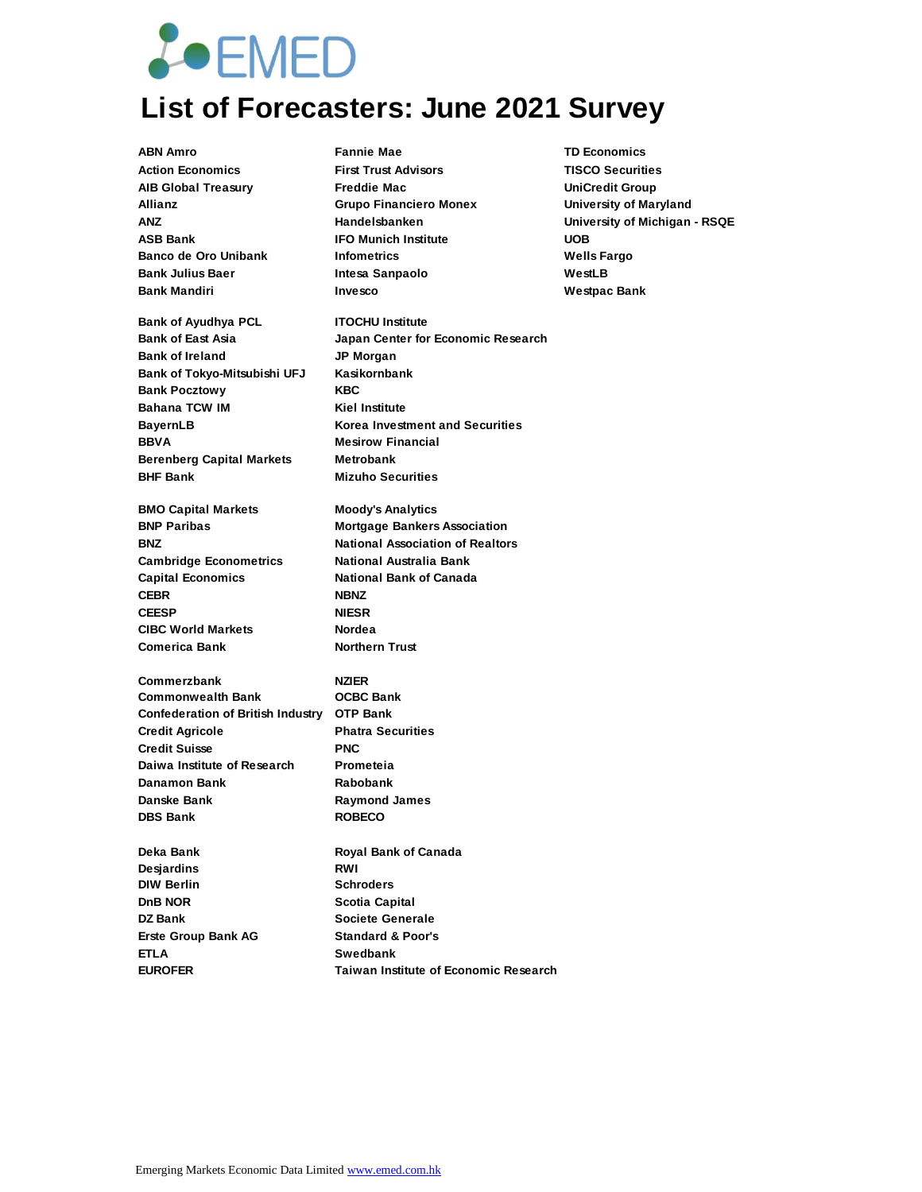EMED

# List of Forecasters: June 2021 Survey

ABN Amro
Action Economics
AIB Global Treasury
Allianz
ANZ
ASB Bank
Banco de Oro Unibank
Bank Julius Baer
Bank Mandiri

Bank of Ayudhya PCL
Bank of East Asia
Bank of Ireland
Bank of Tokyo-Mitsubishi UFJ
Bank Pocztowy
Bahana TCW IM
BayernLB
BBVA
Berenberg Capital Markets
BHF Bank

BMO Capital Markets
BNP Paribas
BNZ
Cambridge Econometrics
Capital Economics
CEBR
CEESP
CIBC World Markets
Comerica Bank

Commerzbank
Commonwealth Bank
Confederation of British Industry
Credit Agricole
Credit Suisse
Daiwa Institute of Research
Danamon Bank
Danske Bank
DBS Bank

Deka Bank
Desjardins
DIW Berlin
DnB NOR
DZ Bank
Erste Group Bank AG
ETLA
EUROFER

Fannie Mae
First Trust Advisors
Freddie Mac
Grupo Financiero Monex
Handelsbanken
IFO Munich Institute
Infometrics
Intesa Sanpaolo
Invesco

ITOCHU Institute
Japan Center for Economic Research
JP Morgan
Kasikornbank
KBC
Kiel Institute
Korea Investment and Securities
Mesirow Financial
Metrobank
Mizuho Securities

Moody's Analytics
Mortgage Bankers Association
National Association of Realtors
National Australia Bank
National Bank of Canada
NBNZ
NIESR
Nordea
Northern Trust

NZIER
OCBC Bank
OTP Bank
Phatra Securities
PNC
Prometeia
Rabobank
Raymond James
ROBECO

Royal Bank of Canada
RWI
Schroders
Scotia Capital
Societe Generale
Standard & Poor's
Swedbank
Taiwan Institute of Economic Research

TD Economics
TISCO Securities
UniCredit Group
University of Maryland
University of Michigan - RSQE
UOB
Wells Fargo
WestLB
Westpac Bank

Emerging Markets Economic Data Limited www.emed.com.hk